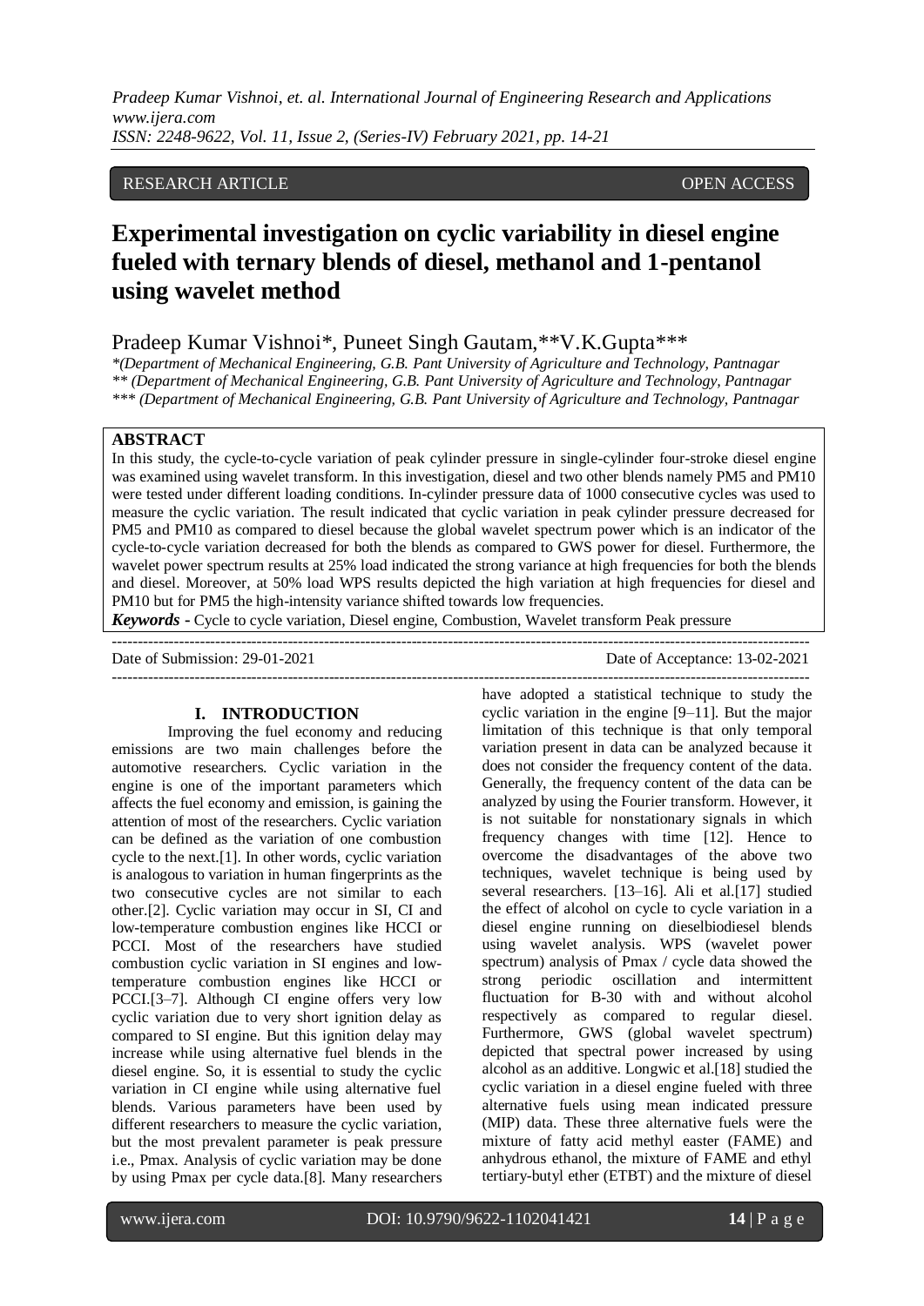RESEARCH ARTICLE OPEN ACCESS

# Experimental investigation on cyclic variability in diesel engine fueled with ternary blends of diesel, methanol and 1-pentanol using wavelet method

Pradeep Kumar Vishnoi*, Puneet Singh Gautam,**V.K.Gupta***

*(Department of Mechanical Engineering, G.B. Pant University of Agriculture and Technology, Pantnagar
** (Department of Mechanical Engineering, G.B. Pant University of Agriculture and Technology, Pantnagar
*** (Department of Mechanical Engineering, G.B. Pant University of Agriculture and Technology, Pantnagar

## ABSTRACT

In this study, the cycle-to-cycle variation of peak cylinder pressure in single-cylinder four-stroke diesel engine was examined using wavelet transform. In this investigation, diesel and two other blends namely PM5 and PM10 were tested under different loading conditions. In-cylinder pressure data of 1000 consecutive cycles was used to measure the cyclic variation. The result indicated that cyclic variation in peak cylinder pressure decreased for PM5 and PM10 as compared to diesel because the global wavelet spectrum power which is an indicator of the cycle-to-cycle variation decreased for both the blends as compared to GWS power for diesel. Furthermore, the wavelet power spectrum results at 25% load indicated the strong variance at high frequencies for both the blends and diesel. Moreover, at 50% load WPS results depicted the high variation at high frequencies for diesel and PM10 but for PM5 the high-intensity variance shifted towards low frequencies.

***Keywords* -** Cycle to cycle variation, Diesel engine, Combustion, Wavelet transform Peak pressure

Date of Submission: 29-01-2021 Date of Acceptance: 13-02-2021

## I. INTRODUCTION

Improving the fuel economy and reducing emissions are two main challenges before the automotive researchers. Cyclic variation in the engine is one of the important parameters which affects the fuel economy and emission, is gaining the attention of most of the researchers. Cyclic variation can be defined as the variation of one combustion cycle to the next.[1]. In other words, cyclic variation is analogous to variation in human fingerprints as the two consecutive cycles are not similar to each other.[2]. Cyclic variation may occur in SI, CI and low-temperature combustion engines like HCCI or PCCI. Most of the researchers have studied combustion cyclic variation in SI engines and low-temperature combustion engines like HCCI or PCCI.[3–7]. Although CI engine offers very low cyclic variation due to very short ignition delay as compared to SI engine. But this ignition delay may increase while using alternative fuel blends in the diesel engine. So, it is essential to study the cyclic variation in CI engine while using alternative fuel blends. Various parameters have been used by different researchers to measure the cyclic variation, but the most prevalent parameter is peak pressure i.e., Pmax. Analysis of cyclic variation may be done by using Pmax per cycle data.[8]. Many researchers have adopted a statistical technique to study the cyclic variation in the engine [9–11]. But the major limitation of this technique is that only temporal variation present in data can be analyzed because it does not consider the frequency content of the data. Generally, the frequency content of the data can be analyzed by using the Fourier transform. However, it is not suitable for nonstationary signals in which frequency changes with time [12]. Hence to overcome the disadvantages of the above two techniques, wavelet technique is being used by several researchers. [13–16]. Ali et al.[17] studied the effect of alcohol on cycle to cycle variation in a diesel engine running on dieselbiodiesel blends using wavelet analysis. WPS (wavelet power spectrum) analysis of Pmax / cycle data showed the strong periodic oscillation and intermittent fluctuation for B-30 with and without alcohol respectively as compared to regular diesel. Furthermore, GWS (global wavelet spectrum) depicted that spectral power increased by using alcohol as an additive. Longwic et al.[18] studied the cyclic variation in a diesel engine fueled with three alternative fuels using mean indicated pressure (MIP) data. These three alternative fuels were the mixture of fatty acid methyl easter (FAME) and anhydrous ethanol, the mixture of FAME and ethyl tertiary-butyl ether (ETBT) and the mixture of diesel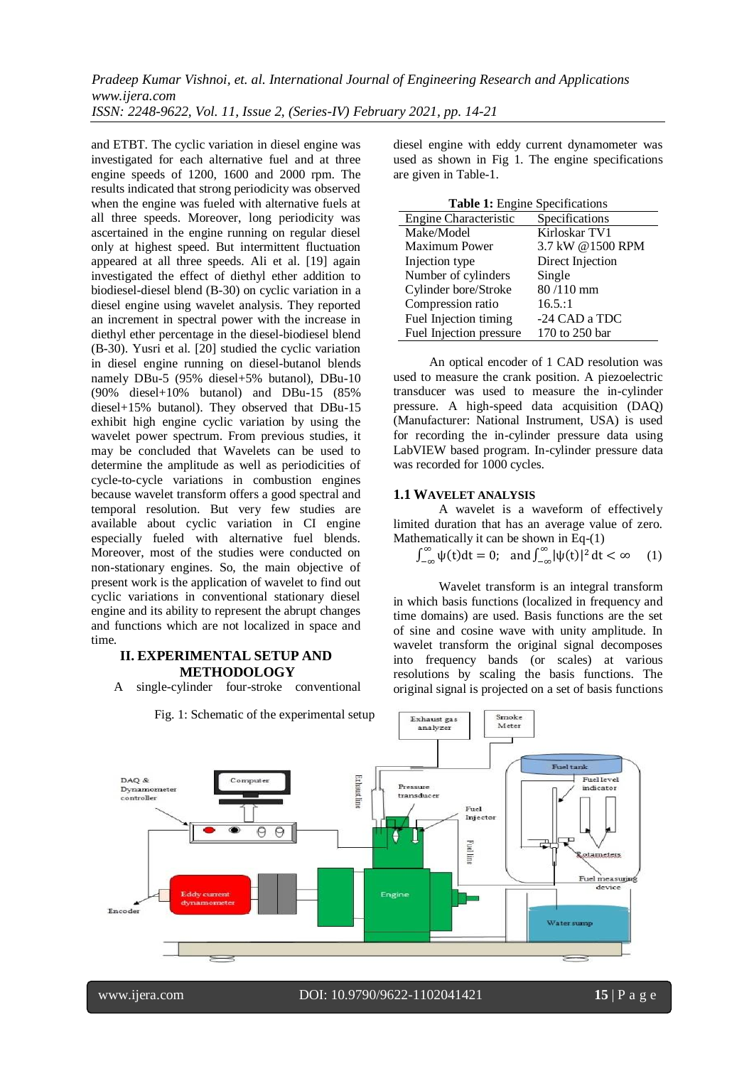and ETBT. The cyclic variation in diesel engine was investigated for each alternative fuel and at three engine speeds of 1200, 1600 and 2000 rpm. The results indicated that strong periodicity was observed when the engine was fueled with alternative fuels at all three speeds. Moreover, long periodicity was ascertained in the engine running on regular diesel only at highest speed. But intermittent fluctuation appeared at all three speeds. Ali et al. [19] again investigated the effect of diethyl ether addition to biodiesel-diesel blend (B-30) on cyclic variation in a diesel engine using wavelet analysis. They reported an increment in spectral power with the increase in diethyl ether percentage in the diesel-biodiesel blend (B-30). Yusri et al. [20] studied the cyclic variation in diesel engine running on diesel-butanol blends namely DBu-5 (95% diesel+5% butanol), DBu-10 (90% diesel+10% butanol) and DBu-15 (85% diesel+15% butanol). They observed that DBu-15 exhibit high engine cyclic variation by using the wavelet power spectrum. From previous studies, it may be concluded that Wavelets can be used to determine the amplitude as well as periodicities of cycle-to-cycle variations in combustion engines because wavelet transform offers a good spectral and temporal resolution. But very few studies are available about cyclic variation in CI engine especially fueled with alternative fuel blends. Moreover, most of the studies were conducted on non-stationary engines. So, the main objective of present work is the application of wavelet to find out cyclic variations in conventional stationary diesel engine and its ability to represent the abrupt changes and functions which are not localized in space and time.

## II. EXPERIMENTAL SETUP AND METHODOLOGY

A single-cylinder four-stroke conventional diesel engine with eddy current dynamometer was used as shown in Fig 1. The engine specifications are given in Table-1.

**Table 1:** Engine Specifications

| Engine Characteristic | Specifications |
|---|---|
| Make/Model | Kirloskar TV1 |
| Maximum Power | 3.7 kW @1500 RPM |
| Injection type | Direct Injection |
| Number of cylinders | Single |
| Cylinder bore/Stroke | 80 /110 mm |
| Compression ratio | 16.5.:1 |
| Fuel Injection timing | -24 CAD a TDC |
| Fuel Injection pressure | 170 to 250 bar |

An optical encoder of 1 CAD resolution was used to measure the crank position. A piezoelectric transducer was used to measure the in-cylinder pressure. A high-speed data acquisition (DAQ) (Manufacturer: National Instrument, USA) is used for recording the in-cylinder pressure data using LabVIEW based program. In-cylinder pressure data was recorded for 1000 cycles.

### 1.1 WAVELET ANALYSIS

A wavelet is a waveform of effectively limited duration that has an average value of zero. Mathematically it can be shown in Eq-(1)

$$\int_{-\infty}^{\infty} \psi(t)dt = 0; \quad \text{and} \int_{-\infty}^{\infty} |\psi(t)|^2 dt < \infty \quad (1)$$

Wavelet transform is an integral transform in which basis functions (localized in frequency and time domains) are used. Basis functions are the set of sine and cosine wave with unity amplitude. In wavelet transform the original signal decomposes into frequency bands (or scales) at various resolutions by scaling the basis functions. The original signal is projected on a set of basis functions

Fig. 1: Schematic of the experimental setup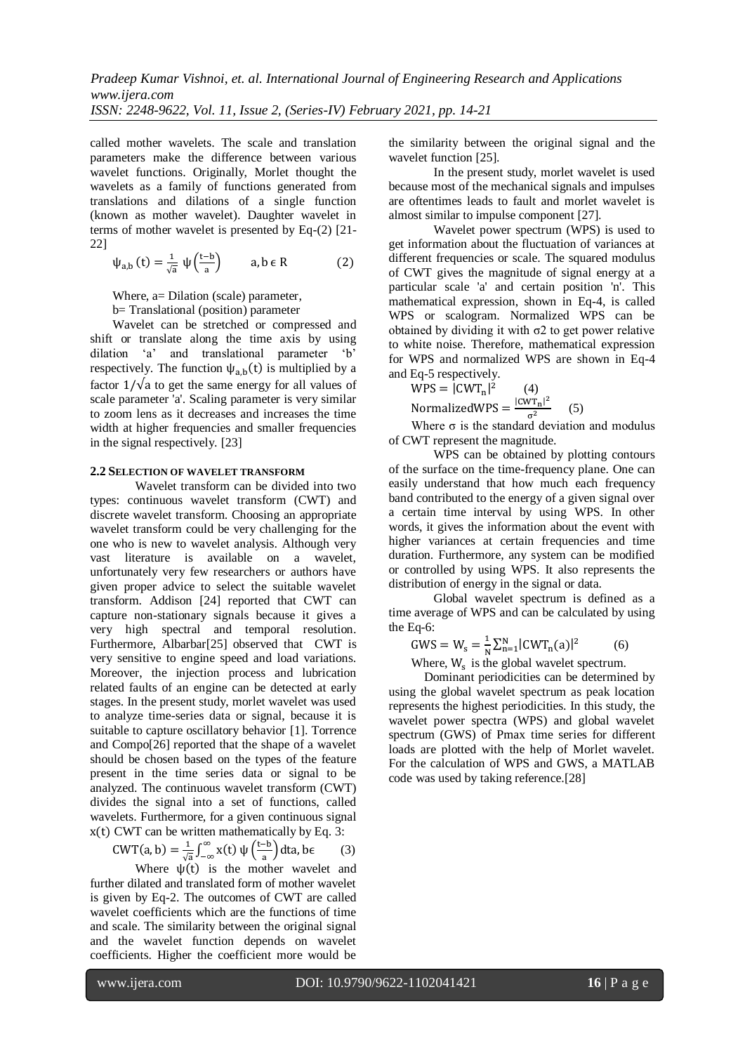called mother wavelets. The scale and translation parameters make the difference between various wavelet functions. Originally, Morlet thought the wavelets as a family of functions generated from translations and dilations of a single function (known as mother wavelet). Daughter wavelet in terms of mother wavelet is presented by Eq-(2) [21-22]

$$\psi_{a,b}(t) = \frac{1}{\sqrt{a}}\,\psi\left(\frac{t-b}{a}\right) \qquad a, b \in R \qquad (2)$$

Where, a= Dilation (scale) parameter,

b= Translational (position) parameter

Wavelet can be stretched or compressed and shift or translate along the time axis by using dilation 'a' and translational parameter 'b' respectively. The function $\psi_{a,b}(t)$ is multiplied by a factor $1/\sqrt{a}$ to get the same energy for all values of scale parameter 'a'. Scaling parameter is very similar to zoom lens as it decreases and increases the time width at higher frequencies and smaller frequencies in the signal respectively. [23]

### 2.2 SELECTION OF WAVELET TRANSFORM

Wavelet transform can be divided into two types: continuous wavelet transform (CWT) and discrete wavelet transform. Choosing an appropriate wavelet transform could be very challenging for the one who is new to wavelet analysis. Although very vast literature is available on a wavelet, unfortunately very few researchers or authors have given proper advice to select the suitable wavelet transform. Addison [24] reported that CWT can capture non-stationary signals because it gives a very high spectral and temporal resolution. Furthermore, Albarbar[25] observed that CWT is very sensitive to engine speed and load variations. Moreover, the injection process and lubrication related faults of an engine can be detected at early stages. In the present study, morlet wavelet was used to analyze time-series data or signal, because it is suitable to capture oscillatory behavior [1]. Torrence and Compo[26] reported that the shape of a wavelet should be chosen based on the types of the feature present in the time series data or signal to be analyzed. The continuous wavelet transform (CWT) divides the signal into a set of functions, called wavelets. Furthermore, for a given continuous signal x(t) CWT can be written mathematically by Eq. 3:

$$CWT(a,b) = \frac{1}{\sqrt{a}}\int_{-\infty}^{\infty} x(t)\,\psi\left(\frac{t-b}{a}\right) dta, b\epsilon \qquad (3)$$

Where $\psi(t)$ is the mother wavelet and further dilated and translated form of mother wavelet is given by Eq-2. The outcomes of CWT are called wavelet coefficients which are the functions of time and scale. The similarity between the original signal and the wavelet function depends on wavelet coefficients. Higher the coefficient more would be the similarity between the original signal and the wavelet function [25].

In the present study, morlet wavelet is used because most of the mechanical signals and impulses are oftentimes leads to fault and morlet wavelet is almost similar to impulse component [27].

Wavelet power spectrum (WPS) is used to get information about the fluctuation of variances at different frequencies or scale. The squared modulus of CWT gives the magnitude of signal energy at a particular scale 'a' and certain position 'n'. This mathematical expression, shown in Eq-4, is called WPS or scalogram. Normalized WPS can be obtained by dividing it with σ2 to get power relative to white noise. Therefore, mathematical expression for WPS and normalized WPS are shown in Eq-4 and Eq-5 respectively.

$$WPS = |CWT_n|^2 \qquad (4)$$

$$\text{Normalized}WPS = \frac{|CWT_n|^2}{\sigma^2} \qquad (5)$$

Where σ is the standard deviation and modulus of CWT represent the magnitude.

WPS can be obtained by plotting contours of the surface on the time-frequency plane. One can easily understand that how much each frequency band contributed to the energy of a given signal over a certain time interval by using WPS. In other words, it gives the information about the event with higher variances at certain frequencies and time duration. Furthermore, any system can be modified or controlled by using WPS. It also represents the distribution of energy in the signal or data.

Global wavelet spectrum is defined as a time average of WPS and can be calculated by using the Eq-6:

$$GWS = W_s = \frac{1}{N}\sum_{n=1}^{N}|CWT_n(a)|^2 \qquad (6)$$

Where, $W_s$ is the global wavelet spectrum.

Dominant periodicities can be determined by using the global wavelet spectrum as peak location represents the highest periodicities. In this study, the wavelet power spectra (WPS) and global wavelet spectrum (GWS) of Pmax time series for different loads are plotted with the help of Morlet wavelet. For the calculation of WPS and GWS, a MATLAB code was used by taking reference.[28]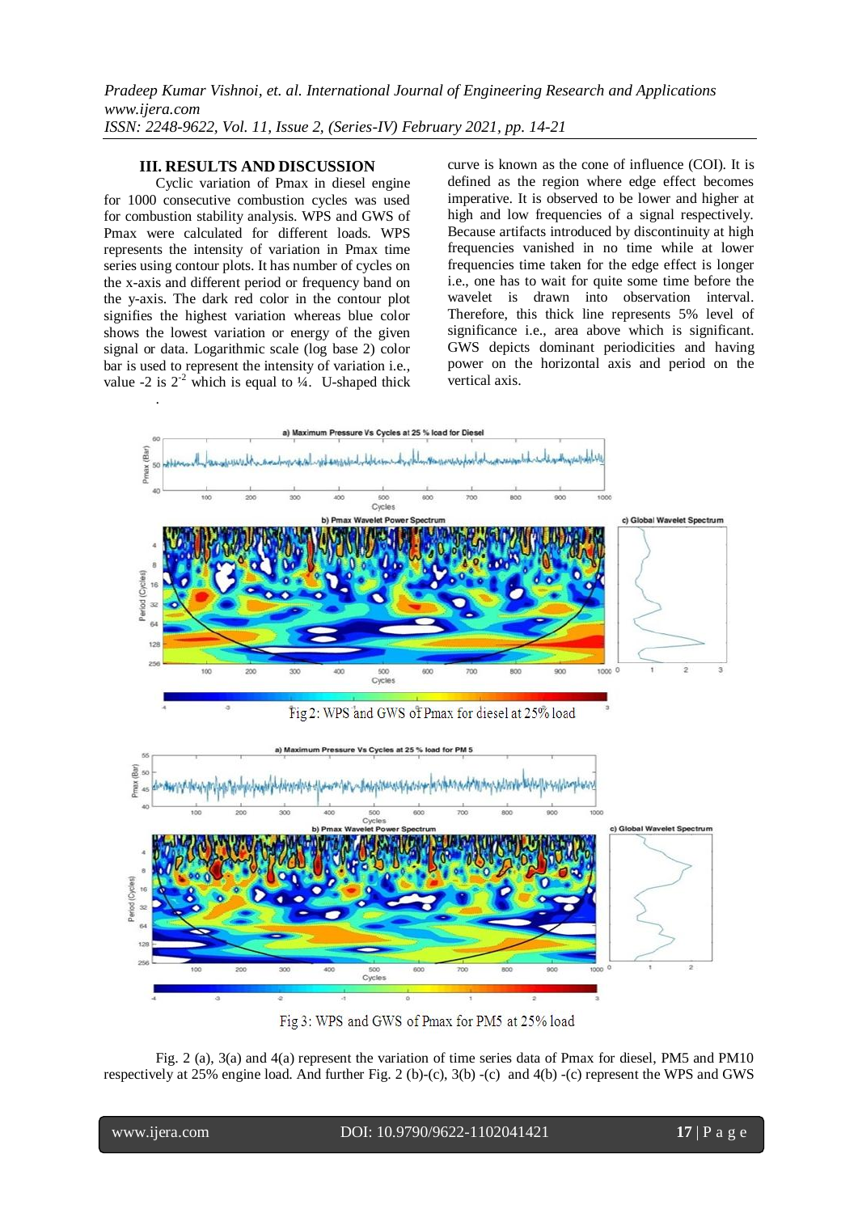## III. RESULTS AND DISCUSSION

Cyclic variation of Pmax in diesel engine for 1000 consecutive combustion cycles was used for combustion stability analysis. WPS and GWS of Pmax were calculated for different loads. WPS represents the intensity of variation in Pmax time series using contour plots. It has number of cycles on the x-axis and different period or frequency band on the y-axis. The dark red color in the contour plot signifies the highest variation whereas blue color shows the lowest variation or energy of the given signal or data. Logarithmic scale (log base 2) color bar is used to represent the intensity of variation i.e., value -2 is $2^{-2}$ which is equal to ¼. U-shaped thick curve is known as the cone of influence (COI). It is defined as the region where edge effect becomes imperative. It is observed to be lower and higher at high and low frequencies of a signal respectively. Because artifacts introduced by discontinuity at high frequencies vanished in no time while at lower frequencies time taken for the edge effect is longer i.e., one has to wait for quite some time before the wavelet is drawn into observation interval. Therefore, this thick line represents 5% level of significance i.e., area above which is significant. GWS depicts dominant periodicities and having power on the horizontal axis and period on the vertical axis.

Fig 2: WPS and GWS of Pmax for diesel at 25% load

Fig 3: WPS and GWS of Pmax for PM5 at 25% load

Fig. 2 (a), 3(a) and 4(a) represent the variation of time series data of Pmax for diesel, PM5 and PM10 respectively at 25% engine load. And further Fig. 2 (b)-(c), 3(b) -(c) and 4(b) -(c) represent the WPS and GWS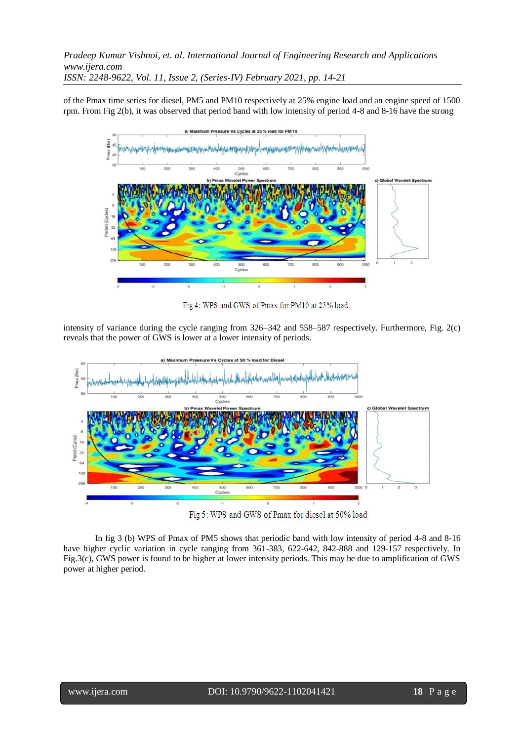of the Pmax time series for diesel, PM5 and PM10 respectively at 25% engine load and an engine speed of 1500 rpm. From Fig 2(b), it was observed that period band with low intensity of period 4-8 and 8-16 have the strong

Fig 4: WPS and GWS of Pmax for PM10 at 25% load

intensity of variance during the cycle ranging from 326–342 and 558–587 respectively. Furthermore, Fig. 2(c) reveals that the power of GWS is lower at a lower intensity of periods.

Fig 5: WPS and GWS of Pmax for diesel at 50% load

In fig 3 (b) WPS of Pmax of PM5 shows that periodic band with low intensity of period 4-8 and 8-16 have higher cyclic variation in cycle ranging from 361-383, 622-642, 842-888 and 129-157 respectively. In Fig.3(c), GWS power is found to be higher at lower intensity periods. This may be due to amplification of GWS power at higher period.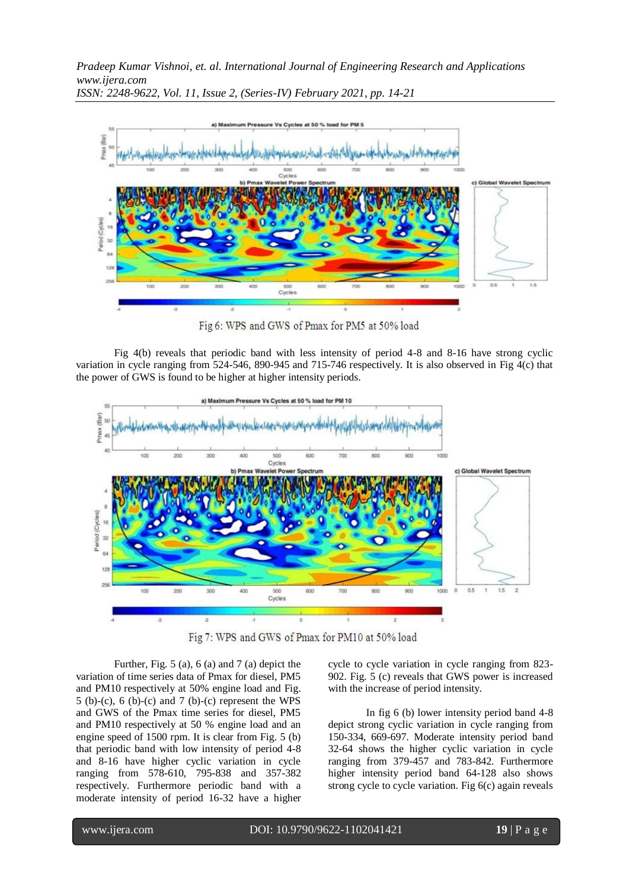Fig 6: WPS and GWS of Pmax for PM5 at 50% load

Fig 4(b) reveals that periodic band with less intensity of period 4-8 and 8-16 have strong cyclic variation in cycle ranging from 524-546, 890-945 and 715-746 respectively. It is also observed in Fig 4(c) that the power of GWS is found to be higher at higher intensity periods.

Fig 7: WPS and GWS of Pmax for PM10 at 50% load

Further, Fig. 5 (a), 6 (a) and 7 (a) depict the variation of time series data of Pmax for diesel, PM5 and PM10 respectively at 50% engine load and Fig. 5 (b)-(c), 6 (b)-(c) and 7 (b)-(c) represent the WPS and GWS of the Pmax time series for diesel, PM5 and PM10 respectively at 50 % engine load and an engine speed of 1500 rpm. It is clear from Fig. 5 (b) that periodic band with low intensity of period 4-8 and 8-16 have higher cyclic variation in cycle ranging from 578-610, 795-838 and 357-382 respectively. Furthermore periodic band with a moderate intensity of period 16-32 have a higher cycle to cycle variation in cycle ranging from 823-902. Fig. 5 (c) reveals that GWS power is increased with the increase of period intensity.

In fig 6 (b) lower intensity period band 4-8 depict strong cyclic variation in cycle ranging from 150-334, 669-697. Moderate intensity period band 32-64 shows the higher cyclic variation in cycle ranging from 379-457 and 783-842. Furthermore higher intensity period band 64-128 also shows strong cycle to cycle variation. Fig 6(c) again reveals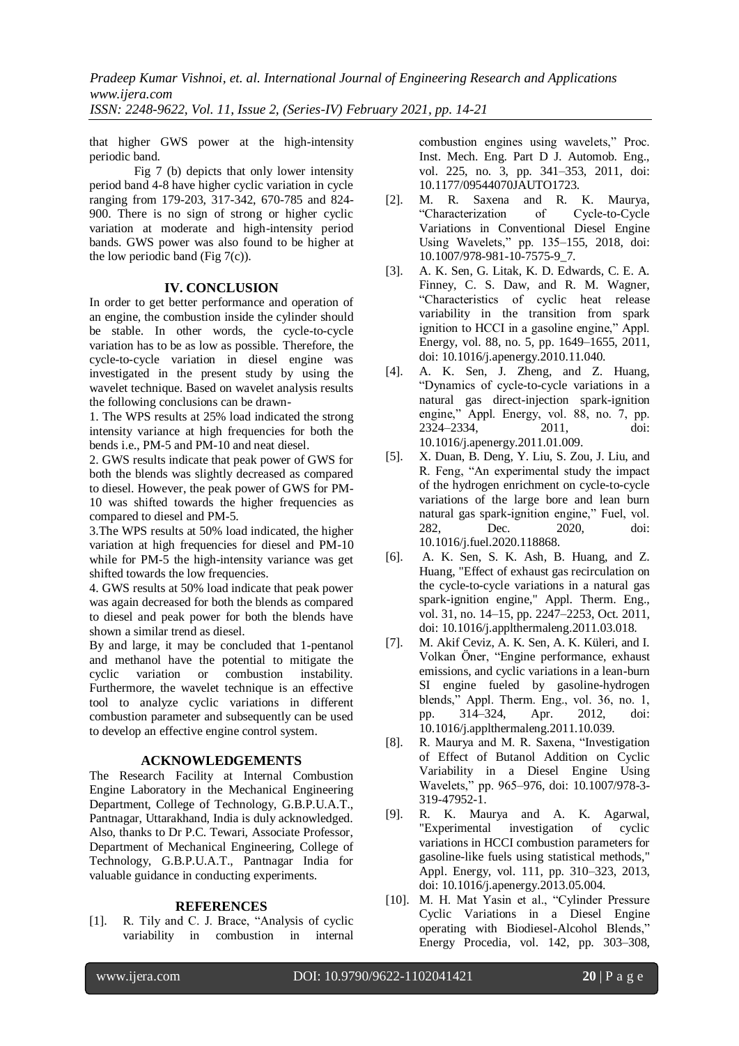that higher GWS power at the high-intensity periodic band.

Fig 7 (b) depicts that only lower intensity period band 4-8 have higher cyclic variation in cycle ranging from 179-203, 317-342, 670-785 and 824-900. There is no sign of strong or higher cyclic variation at moderate and high-intensity period bands. GWS power was also found to be higher at the low periodic band (Fig 7(c)).

## IV. CONCLUSION

In order to get better performance and operation of an engine, the combustion inside the cylinder should be stable. In other words, the cycle-to-cycle variation has to be as low as possible. Therefore, the cycle-to-cycle variation in diesel engine was investigated in the present study by using the wavelet technique. Based on wavelet analysis results the following conclusions can be drawn-

1. The WPS results at 25% load indicated the strong intensity variance at high frequencies for both the bends i.e., PM-5 and PM-10 and neat diesel.
2. GWS results indicate that peak power of GWS for both the blends was slightly decreased as compared to diesel. However, the peak power of GWS for PM-10 was shifted towards the higher frequencies as compared to diesel and PM-5.
3. The WPS results at 50% load indicated, the higher variation at high frequencies for diesel and PM-10 while for PM-5 the high-intensity variance was get shifted towards the low frequencies.
4. GWS results at 50% load indicate that peak power was again decreased for both the blends as compared to diesel and peak power for both the blends have shown a similar trend as diesel.

By and large, it may be concluded that 1-pentanol and methanol have the potential to mitigate the cyclic variation or combustion instability. Furthermore, the wavelet technique is an effective tool to analyze cyclic variations in different combustion parameter and subsequently can be used to develop an effective engine control system.

## ACKNOWLEDGEMENTS

The Research Facility at Internal Combustion Engine Laboratory in the Mechanical Engineering Department, College of Technology, G.B.P.U.A.T., Pantnagar, Uttarakhand, India is duly acknowledged. Also, thanks to Dr P.C. Tewari, Associate Professor, Department of Mechanical Engineering, College of Technology, G.B.P.U.A.T., Pantnagar India for valuable guidance in conducting experiments.

## REFERENCES

[1]. R. Tily and C. J. Brace, "Analysis of cyclic variability in combustion in internal combustion engines using wavelets," Proc. Inst. Mech. Eng. Part D J. Automob. Eng., vol. 225, no. 3, pp. 341–353, 2011, doi: 10.1177/09544070JAUTO1723.

[2]. M. R. Saxena and R. K. Maurya, "Characterization of Cycle-to-Cycle Variations in Conventional Diesel Engine Using Wavelets," pp. 135–155, 2018, doi: 10.1007/978-981-10-7575-9_7.

[3]. A. K. Sen, G. Litak, K. D. Edwards, C. E. A. Finney, C. S. Daw, and R. M. Wagner, "Characteristics of cyclic heat release variability in the transition from spark ignition to HCCI in a gasoline engine," Appl. Energy, vol. 88, no. 5, pp. 1649–1655, 2011, doi: 10.1016/j.apenergy.2010.11.040.

[4]. A. K. Sen, J. Zheng, and Z. Huang, "Dynamics of cycle-to-cycle variations in a natural gas direct-injection spark-ignition engine," Appl. Energy, vol. 88, no. 7, pp. 2324–2334, 2011, doi: 10.1016/j.apenergy.2011.01.009.

[5]. X. Duan, B. Deng, Y. Liu, S. Zou, J. Liu, and R. Feng, "An experimental study the impact of the hydrogen enrichment on cycle-to-cycle variations of the large bore and lean burn natural gas spark-ignition engine," Fuel, vol. 282, Dec. 2020, doi: 10.1016/j.fuel.2020.118868.

[6]. A. K. Sen, S. K. Ash, B. Huang, and Z. Huang, "Effect of exhaust gas recirculation on the cycle-to-cycle variations in a natural gas spark-ignition engine," Appl. Therm. Eng., vol. 31, no. 14–15, pp. 2247–2253, Oct. 2011, doi: 10.1016/j.applthermaleng.2011.03.018.

[7]. M. Akif Ceviz, A. K. Sen, A. K. Küleri, and I. Volkan Öner, "Engine performance, exhaust emissions, and cyclic variations in a lean-burn SI engine fueled by gasoline-hydrogen blends," Appl. Therm. Eng., vol. 36, no. 1, pp. 314–324, Apr. 2012, doi: 10.1016/j.applthermaleng.2011.10.039.

[8]. R. Maurya and M. R. Saxena, "Investigation of Effect of Butanol Addition on Cyclic Variability in a Diesel Engine Using Wavelets," pp. 965–976, doi: 10.1007/978-3-319-47952-1.

[9]. R. K. Maurya and A. K. Agarwal, "Experimental investigation of cyclic variations in HCCI combustion parameters for gasoline-like fuels using statistical methods," Appl. Energy, vol. 111, pp. 310–323, 2013, doi: 10.1016/j.apenergy.2013.05.004.

[10]. M. H. Mat Yasin et al., "Cylinder Pressure Cyclic Variations in a Diesel Engine operating with Biodiesel-Alcohol Blends," Energy Procedia, vol. 142, pp. 303–308,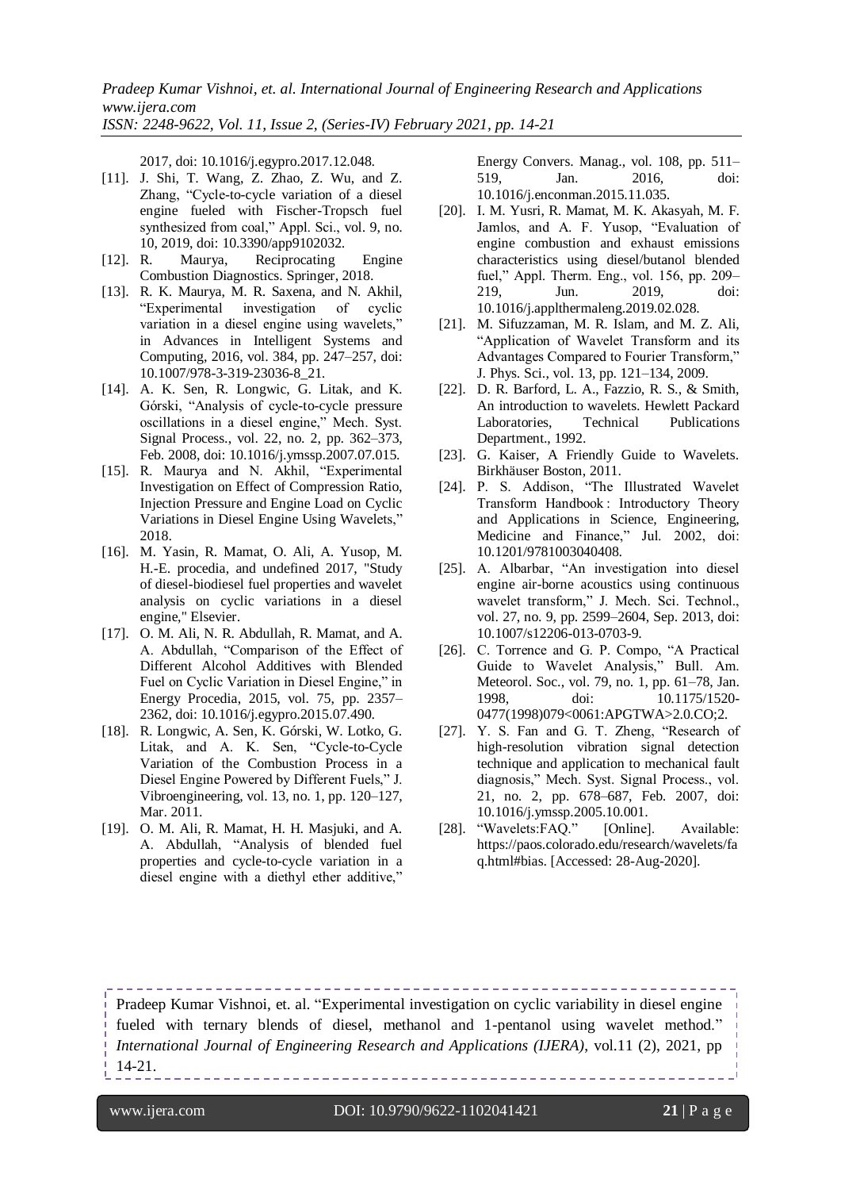2017, doi: 10.1016/j.egypro.2017.12.048.

[11]. J. Shi, T. Wang, Z. Zhao, Z. Wu, and Z. Zhang, "Cycle-to-cycle variation of a diesel engine fueled with Fischer-Tropsch fuel synthesized from coal," Appl. Sci., vol. 9, no. 10, 2019, doi: 10.3390/app9102032.

[12]. R. Maurya, Reciprocating Engine Combustion Diagnostics. Springer, 2018.

[13]. R. K. Maurya, M. R. Saxena, and N. Akhil, "Experimental investigation of cyclic variation in a diesel engine using wavelets," in Advances in Intelligent Systems and Computing, 2016, vol. 384, pp. 247–257, doi: 10.1007/978-3-319-23036-8_21.

[14]. A. K. Sen, R. Longwic, G. Litak, and K. Górski, "Analysis of cycle-to-cycle pressure oscillations in a diesel engine," Mech. Syst. Signal Process., vol. 22, no. 2, pp. 362–373, Feb. 2008, doi: 10.1016/j.ymssp.2007.07.015.

[15]. R. Maurya and N. Akhil, "Experimental Investigation on Effect of Compression Ratio, Injection Pressure and Engine Load on Cyclic Variations in Diesel Engine Using Wavelets," 2018.

[16]. M. Yasin, R. Mamat, O. Ali, A. Yusop, M. H.-E. procedia, and undefined 2017, "Study of diesel-biodiesel fuel properties and wavelet analysis on cyclic variations in a diesel engine," Elsevier.

[17]. O. M. Ali, N. R. Abdullah, R. Mamat, and A. A. Abdullah, "Comparison of the Effect of Different Alcohol Additives with Blended Fuel on Cyclic Variation in Diesel Engine," in Energy Procedia, 2015, vol. 75, pp. 2357–2362, doi: 10.1016/j.egypro.2015.07.490.

[18]. R. Longwic, A. Sen, K. Górski, W. Lotko, G. Litak, and A. K. Sen, "Cycle-to-Cycle Variation of the Combustion Process in a Diesel Engine Powered by Different Fuels," J. Vibroengineering, vol. 13, no. 1, pp. 120–127, Mar. 2011.

[19]. O. M. Ali, R. Mamat, H. H. Masjuki, and A. A. Abdullah, "Analysis of blended fuel properties and cycle-to-cycle variation in a diesel engine with a diethyl ether additive," Energy Convers. Manag., vol. 108, pp. 511–519, Jan. 2016, doi: 10.1016/j.enconman.2015.11.035.

[20]. I. M. Yusri, R. Mamat, M. K. Akasyah, M. F. Jamlos, and A. F. Yusop, "Evaluation of engine combustion and exhaust emissions characteristics using diesel/butanol blended fuel," Appl. Therm. Eng., vol. 156, pp. 209–219, Jun. 2019, doi: 10.1016/j.applthermaleng.2019.02.028.

[21]. M. Sifuzzaman, M. R. Islam, and M. Z. Ali, "Application of Wavelet Transform and its Advantages Compared to Fourier Transform," J. Phys. Sci., vol. 13, pp. 121–134, 2009.

[22]. D. R. Barford, L. A., Fazzio, R. S., & Smith, An introduction to wavelets. Hewlett Packard Laboratories, Technical Publications Department., 1992.

[23]. G. Kaiser, A Friendly Guide to Wavelets. Birkhäuser Boston, 2011.

[24]. P. S. Addison, "The Illustrated Wavelet Transform Handbook : Introductory Theory and Applications in Science, Engineering, Medicine and Finance," Jul. 2002, doi: 10.1201/9781003040408.

[25]. A. Albarbar, "An investigation into diesel engine air-borne acoustics using continuous wavelet transform," J. Mech. Sci. Technol., vol. 27, no. 9, pp. 2599–2604, Sep. 2013, doi: 10.1007/s12206-013-0703-9.

[26]. C. Torrence and G. P. Compo, "A Practical Guide to Wavelet Analysis," Bull. Am. Meteorol. Soc., vol. 79, no. 1, pp. 61–78, Jan. 1998, doi: 10.1175/1520-0477(1998)079<0061:APGTWA>2.0.CO;2.

[27]. Y. S. Fan and G. T. Zheng, "Research of high-resolution vibration signal detection technique and application to mechanical fault diagnosis," Mech. Syst. Signal Process., vol. 21, no. 2, pp. 678–687, Feb. 2007, doi: 10.1016/j.ymssp.2005.10.001.

[28]. "Wavelets:FAQ." [Online]. Available: https://paos.colorado.edu/research/wavelets/faq.html#bias. [Accessed: 28-Aug-2020].

Pradeep Kumar Vishnoi, et. al. "Experimental investigation on cyclic variability in diesel engine fueled with ternary blends of diesel, methanol and 1-pentanol using wavelet method." *International Journal of Engineering Research and Applications (IJERA)*, vol.11 (2), 2021, pp 14-21.